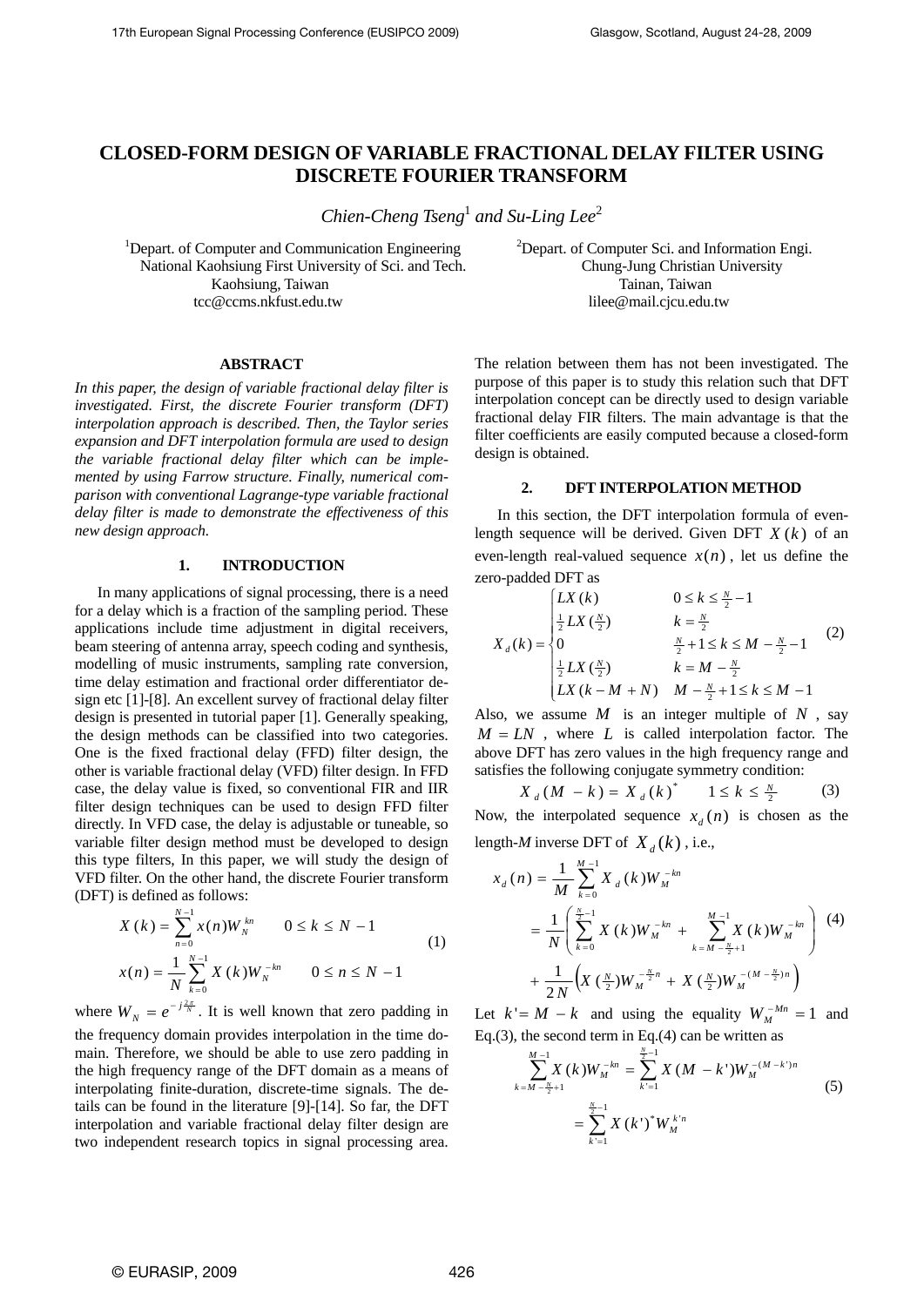# CLOSED-FORM DESIGN OF VARIABLE FRACTIONAL DELAY FILTER USING DISCRETE FOURIER TRANSFORM

*Chien-Cheng Tseng*[1] *and Su-Ling Lee*[2]

[1]Depart. of Computer and Communication Engineering
National Kaohsiung First University of Sci. and Tech.
Kaohsiung, Taiwan
tcc@ccms.nkfust.edu.tw

[2]Depart. of Computer Sci. and Information Engi.
Chung-Jung Christian University
Tainan, Taiwan
lilee@mail.cjcu.edu.tw

## ABSTRACT

*In this paper, the design of variable fractional delay filter is investigated. First, the discrete Fourier transform (DFT) interpolation approach is described. Then, the Taylor series expansion and DFT interpolation formula are used to design the variable fractional delay filter which can be implemented by using Farrow structure. Finally, numerical comparison with conventional Lagrange-type variable fractional delay filter is made to demonstrate the effectiveness of this new design approach.*

## 1. INTRODUCTION

In many applications of signal processing, there is a need for a delay which is a fraction of the sampling period. These applications include time adjustment in digital receivers, beam steering of antenna array, speech coding and synthesis, modelling of music instruments, sampling rate conversion, time delay estimation and fractional order differentiator design etc [1]-[8]. An excellent survey of fractional delay filter design is presented in tutorial paper [1]. Generally speaking, the design methods can be classified into two categories. One is the fixed fractional delay (FFD) filter design, the other is variable fractional delay (VFD) filter design. In FFD case, the delay value is fixed, so conventional FIR and IIR filter design techniques can be used to design FFD filter directly. In VFD case, the delay is adjustable or tuneable, so variable filter design method must be developed to design this type filters, In this paper, we will study the design of VFD filter. On the other hand, the discrete Fourier transform (DFT) is defined as follows:

$$
\begin{aligned}
X(k) &= \sum_{n=0}^{N-1} x(n) W_N^{kn} \qquad 0 \le k \le N-1 \\
x(n) &= \frac{1}{N}\sum_{k=0}^{N-1} X(k) W_N^{-kn} \qquad 0 \le n \le N-1
\end{aligned}
\tag{1}
$$

where $W_N = e^{-j\frac{2\pi}{N}}$. It is well known that zero padding in the frequency domain provides interpolation in the time domain. Therefore, we should be able to use zero padding in the high frequency range of the DFT domain as a means of interpolating finite-duration, discrete-time signals. The details can be found in the literature [9]-[14]. So far, the DFT interpolation and variable fractional delay filter design are two independent research topics in signal processing area. The relation between them has not been investigated. The purpose of this paper is to study this relation such that DFT interpolation concept can be directly used to design variable fractional delay FIR filters. The main advantage is that the filter coefficients are easily computed because a closed-form design is obtained.

## 2. DFT INTERPOLATION METHOD

In this section, the DFT interpolation formula of even-length sequence will be derived. Given DFT $X(k)$ of an even-length real-valued sequence $x(n)$, let us define the zero-padded DFT as

$$
X_d(k) = \begin{cases}
LX(k) & 0 \le k \le \frac{N}{2}-1 \\
\frac{1}{2}LX(\frac{N}{2}) & k = \frac{N}{2} \\
0 & \frac{N}{2}+1 \le k \le M-\frac{N}{2}-1 \\
\frac{1}{2}LX(\frac{N}{2}) & k = M-\frac{N}{2} \\
LX(k-M+N) & M-\frac{N}{2}+1 \le k \le M-1
\end{cases}
\tag{2}
$$

Also, we assume $M$ is an integer multiple of $N$, say $M = LN$, where $L$ is called interpolation factor. The above DFT has zero values in the high frequency range and satisfies the following conjugate symmetry condition:

$$
X_d(M-k) = X_d(k)^* \qquad 1 \le k \le \tfrac{N}{2} \tag{3}
$$

Now, the interpolated sequence $x_d(n)$ is chosen as the length-$M$ inverse DFT of $X_d(k)$, i.e.,

$$
\begin{aligned}
x_d(n) &= \frac{1}{M}\sum_{k=0}^{M-1} X_d(k) W_M^{-kn} \\
&= \frac{1}{N}\left(\sum_{k=0}^{\frac{N}{2}-1} X(k) W_M^{-kn} + \sum_{k=M-\frac{N}{2}+1}^{M-1} X(k) W_M^{-kn}\right) \\
&\quad + \frac{1}{2N}\left(X(\tfrac{N}{2}) W_M^{-\frac{N}{2}n} + X(\tfrac{N}{2}) W_M^{-(M-\frac{N}{2})n}\right)
\end{aligned}
\tag{4}
$$

Let $k' = M-k$ and using the equality $W_M^{-Mn} = 1$ and Eq.(3), the second term in Eq.(4) can be written as

$$
\begin{aligned}
\sum_{k=M-\frac{N}{2}+1}^{M-1} X(k) W_M^{-kn} &= \sum_{k'=1}^{\frac{N}{2}-1} X(M-k') W_M^{-(M-k')n} \\
&= \sum_{k'=1}^{\frac{N}{2}-1} X(k')^* W_M^{k'n}
\end{aligned}
\tag{5}
$$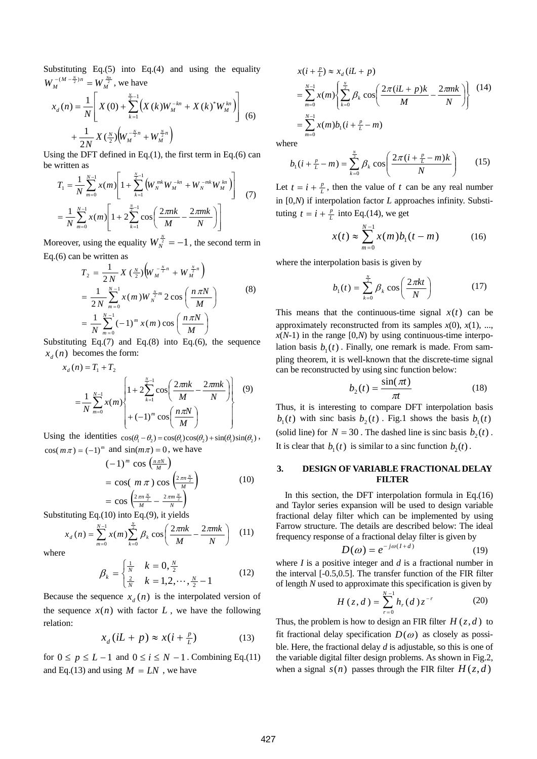Substituting Eq.(5) into Eq.(4) and using the equality $W_M^{-(M-\frac{N}{2})n} = W_M^{\frac{Nn}{2}}$, we have

$$x_d(n) = \frac{1}{N}\left[X(0) + \sum_{k=1}^{\frac{N}{2}-1}\left(X(k)W_M^{-kn} + X(k)^* W_M^{kn}\right)\right] + \frac{1}{2N}X(\tfrac{N}{2})\left(W_M^{-\frac{N}{2}n} + W_M^{\frac{N}{2}n}\right) \tag{6}$$

Using the DFT defined in Eq.(1), the first term in Eq.(6) can be written as

$$\begin{aligned} T_1 &= \frac{1}{N}\sum_{m=0}^{N-1} x(m)\left[1 + \sum_{k=1}^{\frac{N}{2}-1}\left(W_N^{mk}W_M^{-kn} + W_N^{-mk}W_M^{kn}\right)\right] \\ &= \frac{1}{N}\sum_{m=0}^{N-1} x(m)\left[1 + 2\sum_{k=1}^{\frac{N}{2}-1}\cos\left(\frac{2\pi nk}{M} - \frac{2\pi mk}{N}\right)\right] \end{aligned} \tag{7}$$

Moreover, using the equality $W_N^{\frac{N}{2}} = -1$, the second term in Eq.(6) can be written as

$$\begin{aligned} T_2 &= \frac{1}{2N}X(\tfrac{N}{2})\left(W_M^{-\frac{N}{2}n} + W_M^{\frac{N}{2}n}\right) \\ &= \frac{1}{2N}\sum_{m=0}^{N-1} x(m)W_N^{\frac{N}{2}m}\, 2\cos\left(\frac{n\pi N}{M}\right) \\ &= \frac{1}{N}\sum_{m=0}^{N-1}(-1)^m x(m)\cos\left(\frac{n\pi N}{M}\right) \end{aligned} \tag{8}$$

Substituting Eq.(7) and Eq.(8) into Eq.(6), the sequence $x_d(n)$ becomes the form:

$$\begin{aligned} x_d(n) &= T_1 + T_2 \\ &= \frac{1}{N}\sum_{m=0}^{N-1} x(m)\left\{\begin{aligned} &1 + 2\sum_{k=1}^{\frac{N}{2}-1}\cos\left(\frac{2\pi nk}{M} - \frac{2\pi mk}{N}\right) \\ &+ (-1)^m\cos\left(\frac{n\pi N}{M}\right) \end{aligned}\right\} \end{aligned} \tag{9}$$

Using the identities $\cos(\theta_1 - \theta_2) = \cos(\theta_1)\cos(\theta_2) + \sin(\theta_1)\sin(\theta_2)$, $\cos(m\pi) = (-1)^m$ and $\sin(m\pi) = 0$, we have

$$\begin{aligned} &(-1)^m\cos\left(\tfrac{n\pi N}{M}\right) \\ &= \cos(m\pi)\cos\left(\tfrac{2\pi n\frac{N}{2}}{M}\right) \\ &= \cos\left(\tfrac{2\pi n\frac{N}{2}}{M} - \tfrac{2\pi m\frac{N}{2}}{N}\right) \end{aligned} \tag{10}$$

Substituting Eq.(10) into Eq.(9), it yields

$$x_d(n) = \sum_{m=0}^{N-1} x(m)\sum_{k=0}^{\frac{N}{2}}\beta_k\cos\left(\frac{2\pi nk}{M} - \frac{2\pi mk}{N}\right) \tag{11}$$

where

$$\beta_k = \begin{cases} \frac{1}{N} & k = 0, \frac{N}{2} \\ \frac{2}{N} & k = 1, 2, \cdots, \frac{N}{2} - 1 \end{cases} \tag{12}$$

Because the sequence $x_d(n)$ is the interpolated version of the sequence $x(n)$ with factor $L$, we have the following relation:

$$x_d(iL + p) \approx x(i + \tfrac{p}{L}) \tag{13}$$

for $0 \le p \le L-1$ and $0 \le i \le N-1$. Combining Eq.(11) and Eq.(13) and using $M = LN$, we have

$$\begin{aligned} x(i + \tfrac{p}{L}) &\approx x_d(iL + p) \\ &= \sum_{m=0}^{N-1} x(m)\left\{\sum_{k=0}^{\frac{N}{2}}\beta_k\cos\left(\frac{2\pi(iL+p)k}{M} - \frac{2\pi mk}{N}\right)\right\} \\ &= \sum_{m=0}^{N-1} x(m)b_1(i + \tfrac{p}{L} - m) \end{aligned} \tag{14}$$

where

$$b_1(i + \tfrac{p}{L} - m) = \sum_{k=0}^{\frac{N}{2}}\beta_k\cos\left(\frac{2\pi(i + \frac{p}{L} - m)k}{N}\right) \tag{15}$$

Let $t = i + \frac{p}{L}$, then the value of $t$ can be any real number in [0,*N*) if interpolation factor *L* approaches infinity. Substituting $t = i + \frac{p}{L}$ into Eq.(14), we get

$$x(t) \approx \sum_{m=0}^{N-1} x(m)b_1(t - m) \tag{16}$$

where the interpolation basis is given by

$$b_1(t) = \sum_{k=0}^{\frac{N}{2}}\beta_k\cos\left(\frac{2\pi kt}{N}\right) \tag{17}$$

This means that the continuous-time signal $x(t)$ can be approximately reconstructed from its samples $x(0)$, $x(1)$, ..., $x(N-1)$ in the range [0,*N*) by using continuous-time interpolation basis $b_1(t)$. Finally, one remark is made. From sampling theorem, it is well-known that the discrete-time signal can be reconstructed by using sinc function below:

$$b_2(t) = \frac{\sin(\pi t)}{\pi t} \tag{18}$$

Thus, it is interesting to compare DFT interpolation basis $b_1(t)$ with sinc basis $b_2(t)$. Fig.1 shows the basis $b_1(t)$ (solid line) for $N = 30$. The dashed line is sinc basis $b_2(t)$. It is clear that $b_1(t)$ is similar to a sinc function $b_2(t)$.

## 3. DESIGN OF VARIABLE FRACTIONAL DELAY FILTER

In this section, the DFT interpolation formula in Eq.(16) and Taylor series expansion will be used to design variable fractional delay filter which can be implemented by using Farrow structure. The details are described below: The ideal frequency response of a fractional delay filter is given by

$$D(\omega) = e^{-j\omega(I+d)} \tag{19}$$

where *I* is a positive integer and *d* is a fractional number in the interval [-0.5,0.5]. The transfer function of the FIR filter of length *N* used to approximate this specification is given by

$$H(z, d) = \sum_{r=0}^{N-1} h_r(d)z^{-r} \tag{20}$$

Thus, the problem is how to design an FIR filter $H(z,d)$ to fit fractional delay specification $D(\omega)$ as closely as possible. Here, the fractional delay *d* is adjustable, so this is one of the variable digital filter design problems. As shown in Fig.2, when a signal $s(n)$ passes through the FIR filter $H(z,d)$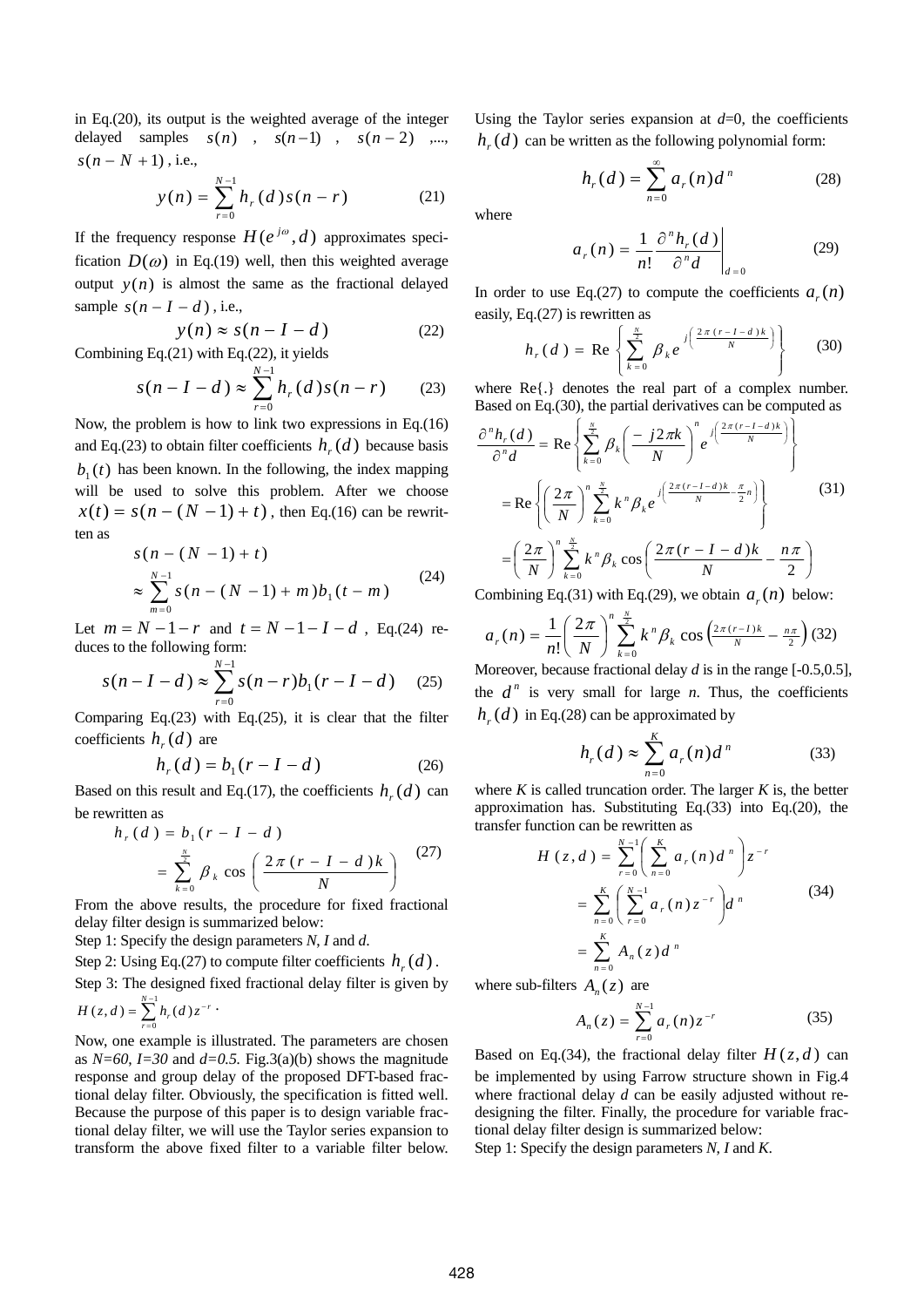in Eq.(20), its output is the weighted average of the integer delayed samples $s(n)$, $s(n-1)$, $s(n-2)$,..., $s(n-N+1)$, i.e.,

$$y(n)=\sum_{r=0}^{N-1}h_r(d)s(n-r) \tag{21}$$

If the frequency response $H(e^{j\omega},d)$ approximates specification $D(\omega)$ in Eq.(19) well, then this weighted average output $y(n)$ is almost the same as the fractional delayed sample $s(n-I-d)$, i.e.,

$$y(n)\approx s(n-I-d) \tag{22}$$

Combining Eq.(21) with Eq.(22), it yields

$$s(n-I-d)\approx\sum_{r=0}^{N-1}h_r(d)s(n-r) \tag{23}$$

Now, the problem is how to link two expressions in Eq.(16) and Eq.(23) to obtain filter coefficients $h_r(d)$ because basis $b_1(t)$ has been known. In the following, the index mapping will be used to solve this problem. After we choose $x(t)=s(n-(N-1)+t)$, then Eq.(16) can be rewritten as

$$\begin{aligned}&s(n-(N-1)+t)\\&\approx\sum_{m=0}^{N-1}s(n-(N-1)+m)b_1(t-m)\end{aligned} \tag{24}$$

Let $m=N-1-r$ and $t=N-1-I-d$, Eq.(24) reduces to the following form:

$$s(n-I-d)\approx\sum_{r=0}^{N-1}s(n-r)b_1(r-I-d) \tag{25}$$

Comparing Eq.(23) with Eq.(25), it is clear that the filter coefficients $h_r(d)$ are

$$h_r(d)=b_1(r-I-d) \tag{26}$$

Based on this result and Eq.(17), the coefficients $h_r(d)$ can be rewritten as

$$\begin{aligned}h_r(d)&=b_1(r-I-d)\\&=\sum_{k=0}^{\frac{N}{2}}\beta_k\cos\left(\frac{2\pi(r-I-d)k}{N}\right)\end{aligned} \tag{27}$$

From the above results, the procedure for fixed fractional delay filter design is summarized below:

Step 1: Specify the design parameters *N*, *I* and *d*.

Step 2: Using Eq.(27) to compute filter coefficients $h_r(d)$.

Step 3: The designed fixed fractional delay filter is given by $H(z,d)=\sum_{r=0}^{N-1}h_r(d)z^{-r}$.

Now, one example is illustrated. The parameters are chosen as *N=60*, *I=30* and *d=0.5*. Fig.3(a)(b) shows the magnitude response and group delay of the proposed DFT-based fractional delay filter. Obviously, the specification is fitted well. Because the purpose of this paper is to design variable fractional delay filter, we will use the Taylor series expansion to transform the above fixed filter to a variable filter below.

Using the Taylor series expansion at *d*=0, the coefficients $h_r(d)$ can be written as the following polynomial form:

$$h_r(d)=\sum_{n=0}^{\infty}a_r(n)d^n \tag{28}$$

where

$$a_r(n)=\frac{1}{n!}\frac{\partial^n h_r(d)}{\partial^n d}\bigg|_{d=0} \tag{29}$$

In order to use Eq.(27) to compute the coefficients $a_r(n)$ easily, Eq.(27) is rewritten as

$$h_r(d)=\operatorname{Re}\left\{\sum_{k=0}^{\frac{N}{2}}\beta_k e^{j\left(\frac{2\pi(r-I-d)k}{N}\right)}\right\} \tag{30}$$

where Re{.} denotes the real part of a complex number. Based on Eq.(30), the partial derivatives can be computed as

$$\begin{aligned}\frac{\partial^n h_r(d)}{\partial^n d}&=\operatorname{Re}\left\{\sum_{k=0}^{\frac{N}{2}}\beta_k\left(\frac{-j2\pi k}{N}\right)^n e^{j\left(\frac{2\pi(r-I-d)k}{N}\right)}\right\}\\&=\operatorname{Re}\left\{\left(\frac{2\pi}{N}\right)^n\sum_{k=0}^{\frac{N}{2}}k^n\beta_k e^{j\left(\frac{2\pi(r-I-d)k}{N}-\frac{\pi}{2}n\right)}\right\}\\&=\left(\frac{2\pi}{N}\right)^n\sum_{k=0}^{\frac{N}{2}}k^n\beta_k\cos\left(\frac{2\pi(r-I-d)k}{N}-\frac{n\pi}{2}\right)\end{aligned} \tag{31}$$

Combining Eq.(31) with Eq.(29), we obtain $a_r(n)$ below:

$$a_r(n)=\frac{1}{n!}\left(\frac{2\pi}{N}\right)^n\sum_{k=0}^{\frac{N}{2}}k^n\beta_k\cos\left(\frac{2\pi(r-I)k}{N}-\frac{n\pi}{2}\right) \tag{32}$$

Moreover, because fractional delay *d* is in the range [-0.5,0.5], the $d^n$ is very small for large *n*. Thus, the coefficients $h_r(d)$ in Eq.(28) can be approximated by

$$h_r(d)\approx\sum_{n=0}^{K}a_r(n)d^n \tag{33}$$

where *K* is called truncation order. The larger *K* is, the better approximation has. Substituting Eq.(33) into Eq.(20), the transfer function can be rewritten as

$$\begin{aligned}H(z,d)&=\sum_{r=0}^{N-1}\left(\sum_{n=0}^{K}a_r(n)d^n\right)z^{-r}\\&=\sum_{n=0}^{K}\left(\sum_{r=0}^{N-1}a_r(n)z^{-r}\right)d^n\\&=\sum_{n=0}^{K}A_n(z)d^n\end{aligned} \tag{34}$$

where sub-filters $A_n(z)$ are

$$A_n(z)=\sum_{r=0}^{N-1}a_r(n)z^{-r} \tag{35}$$

Based on Eq.(34), the fractional delay filter $H(z,d)$ can be implemented by using Farrow structure shown in Fig.4 where fractional delay *d* can be easily adjusted without redesigning the filter. Finally, the procedure for variable fractional delay filter design is summarized below:

Step 1: Specify the design parameters *N*, *I* and *K*.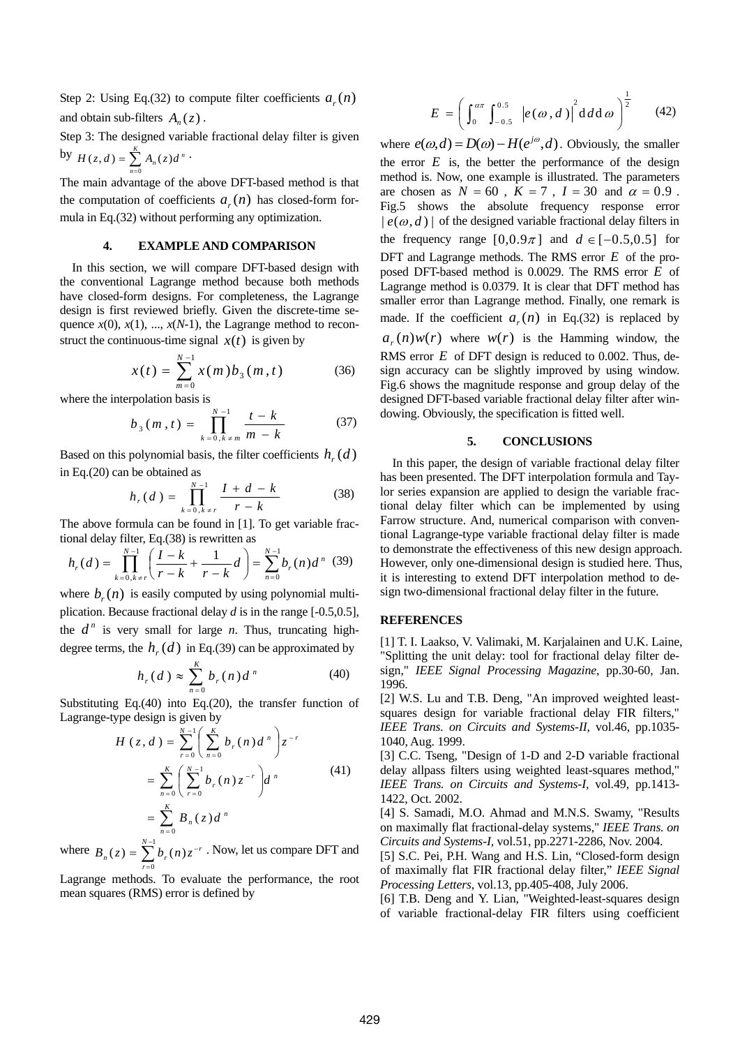Step 2: Using Eq.(32) to compute filter coefficients $a_r(n)$ and obtain sub-filters $A_n(z)$.

Step 3: The designed variable fractional delay filter is given by $H(z,d) = \sum_{n=0}^{K} A_n(z) d^n$.

The main advantage of the above DFT-based method is that the computation of coefficients $a_r(n)$ has closed-form formula in Eq.(32) without performing any optimization.

## 4. EXAMPLE AND COMPARISON

In this section, we will compare DFT-based design with the conventional Lagrange method because both methods have closed-form designs. For completeness, the Lagrange design is first reviewed briefly. Given the discrete-time sequence $x(0)$, $x(1)$, ..., $x(N\text{-}1)$, the Lagrange method to reconstruct the continuous-time signal $x(t)$ is given by

$$x(t) = \sum_{m=0}^{N-1} x(m) b_3(m,t) \tag{36}$$

where the interpolation basis is

$$b_3(m,t) = \prod_{k=0,k\neq m}^{N-1} \frac{t-k}{m-k} \tag{37}$$

Based on this polynomial basis, the filter coefficients $h_r(d)$ in Eq.(20) can be obtained as

$$h_r(d) = \prod_{k=0,k\neq r}^{N-1} \frac{I+d-k}{r-k} \tag{38}$$

The above formula can be found in [1]. To get variable fractional delay filter, Eq.(38) is rewritten as

$$h_r(d) = \prod_{k=0,k\neq r}^{N-1} \left( \frac{I-k}{r-k} + \frac{1}{r-k} d \right) = \sum_{n=0}^{N-1} b_r(n) d^n \tag{39}$$

where $b_r(n)$ is easily computed by using polynomial multiplication. Because fractional delay $d$ is in the range [-0.5,0.5], the $d^n$ is very small for large $n$. Thus, truncating high-degree terms, the $h_r(d)$ in Eq.(39) can be approximated by

$$h_r(d) \approx \sum_{n=0}^{K} b_r(n) d^n \tag{40}$$

Substituting Eq.(40) into Eq.(20), the transfer function of Lagrange-type design is given by

$$\begin{aligned} H(z,d) &= \sum_{r=0}^{N-1} \left( \sum_{n=0}^{K} b_r(n) d^n \right) z^{-r} \\ &= \sum_{n=0}^{K} \left( \sum_{r=0}^{N-1} b_r(n) z^{-r} \right) d^n \\ &= \sum_{n=0}^{K} B_n(z) d^n \end{aligned} \tag{41}$$

where $B_n(z) = \sum_{r=0}^{N-1} b_r(n) z^{-r}$. Now, let us compare DFT and Lagrange methods. To evaluate the performance, the root mean squares (RMS) error is defined by

$$E = \left( \int_0^{\alpha\pi} \int_{-0.5}^{0.5} \left| e(\omega,d) \right|^2 \mathrm{d}d\,\mathrm{d}\omega \right)^{\frac{1}{2}} \tag{42}$$

where $e(\omega,d) = D(\omega) - H(e^{j\omega},d)$. Obviously, the smaller the error $E$ is, the better the performance of the design method is. Now, one example is illustrated. The parameters are chosen as $N = 60$, $K = 7$, $I = 30$ and $\alpha = 0.9$. Fig.5 shows the absolute frequency response error $|e(\omega,d)|$ of the designed variable fractional delay filters in the frequency range $[0, 0.9\pi]$ and $d \in [-0.5, 0.5]$ for DFT and Lagrange methods. The RMS error $E$ of the proposed DFT-based method is 0.0029. The RMS error $E$ of Lagrange method is 0.0379. It is clear that DFT method has smaller error than Lagrange method. Finally, one remark is made. If the coefficient $a_r(n)$ in Eq.(32) is replaced by $a_r(n)w(r)$ where $w(r)$ is the Hamming window, the RMS error $E$ of DFT design is reduced to 0.002. Thus, design accuracy can be slightly improved by using window. Fig.6 shows the magnitude response and group delay of the designed DFT-based variable fractional delay filter after windowing. Obviously, the specification is fitted well.

## 5. CONCLUSIONS

In this paper, the design of variable fractional delay filter has been presented. The DFT interpolation formula and Taylor series expansion are applied to design the variable fractional delay filter which can be implemented by using Farrow structure. And, numerical comparison with conventional Lagrange-type variable fractional delay filter is made to demonstrate the effectiveness of this new design approach. However, only one-dimensional design is studied here. Thus, it is interesting to extend DFT interpolation method to design two-dimensional fractional delay filter in the future.

## REFERENCES

[1] T. I. Laakso, V. Valimaki, M. Karjalainen and U.K. Laine, "Splitting the unit delay: tool for fractional delay filter design," *IEEE Signal Processing Magazine*, pp.30-60, Jan. 1996.

[2] W.S. Lu and T.B. Deng, "An improved weighted least-squares design for variable fractional delay FIR filters," *IEEE Trans. on Circuits and Systems-II*, vol.46, pp.1035-1040, Aug. 1999.

[3] C.C. Tseng, "Design of 1-D and 2-D variable fractional delay allpass filters using weighted least-squares method," *IEEE Trans. on Circuits and Systems-I*, vol.49, pp.1413-1422, Oct. 2002.

[4] S. Samadi, M.O. Ahmad and M.N.S. Swamy, "Results on maximally flat fractional-delay systems," *IEEE Trans. on Circuits and Systems-I*, vol.51, pp.2271-2286, Nov. 2004.

[5] S.C. Pei, P.H. Wang and H.S. Lin, "Closed-form design of maximally flat FIR fractional delay filter," *IEEE Signal Processing Letters*, vol.13, pp.405-408, July 2006.

[6] T.B. Deng and Y. Lian, "Weighted-least-squares design of variable fractional-delay FIR filters using coefficient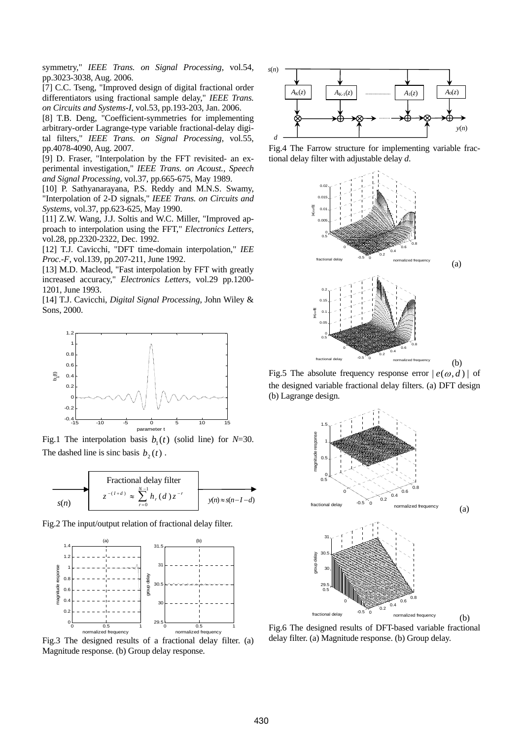symmetry," *IEEE Trans. on Signal Processing*, vol.54, pp.3023-3038, Aug. 2006.

[7] C.C. Tseng, "Improved design of digital fractional order differentiators using fractional sample delay," *IEEE Trans. on Circuits and Systems-I*, vol.53, pp.193-203, Jan. 2006.

[8] T.B. Deng, "Coefficient-symmetries for implementing arbitrary-order Lagrange-type variable fractional-delay digital filters," *IEEE Trans. on Signal Processing*, vol.55, pp.4078-4090, Aug. 2007.

[9] D. Fraser, "Interpolation by the FFT revisited- an experimental investigation," *IEEE Trans. on Acoust., Speech and Signal Processing*, vol.37, pp.665-675, May 1989.

[10] P. Sathyanarayana, P.S. Reddy and M.N.S. Swamy, "Interpolation of 2-D signals," *IEEE Trans. on Circuits and Systems*, vol.37, pp.623-625, May 1990.

[11] Z.W. Wang, J.J. Soltis and W.C. Miller, "Improved approach to interpolation using the FFT," *Electronics Letters*, vol.28, pp.2320-2322, Dec. 1992.

[12] T.J. Cavicchi, "DFT time-domain interpolation," *IEE Proc.-F*, vol.139, pp.207-211, June 1992.

[13] M.D. Macleod, "Fast interpolation by FFT with greatly increased accuracy," *Electronics Letters*, vol.29 pp.1200-1201, June 1993.

[14] T.J. Cavicchi, *Digital Signal Processing*, John Wiley & Sons, 2000.

1.2
1
0.8
0.6
0.4
0.2
0
-0.2
-0.4
-15 -10 -5 0 5 10 15
$b_1(t)$
parameter t

Fig.1 The interpolation basis $b_1(t)$ (solid line) for $N$=30. The dashed line is sinc basis $b_2(t)$ .

Fractional delay filter

$s(n)$

$$z^{-(I+d)} \approx \sum_{r=0}^{N-1} h_r(d) z^{-r}$$

$y(n) \approx s(n-I-d)$

Fig.2 The input/output relation of fractional delay filter.

(a)
1.4
1.2
1
0.8
0.6
0.4
0.2
0
0 0.5 1
magnitude response
normalized frequency

(b)
31.5
31
30.5
30
29.5
0 0.5 1
group delay
normalized frequency

Fig.3 The designed results of a fractional delay filter. (a) Magnitude response. (b) Group delay response.

$s(n)$
$A_K(z)$
$A_{K-1}(z)$
$A_1(z)$
$A_0(z)$
$y(n)$
$d$

Fig.4 The Farrow structure for implementing variable fractional delay filter with adjustable delay $d$.

0.02
0.015
0.01
0.005
0
0.5
0
-0.5
0
0.2
0.4
0.6
0.8
$|e(\omega,d)|$
fractional delay
normalized frequency
(a)

0.2
0.15
0.1
0.05
0
0.5
0
-0.5
0
0.2
0.4
0.6
0.8
$|e(\omega,d)|$
fractional delay
normalized frequency
(b)

Fig.5 The absolute frequency response error $|e(\omega,d)|$ of the designed variable fractional delay filters. (a) DFT design (b) Lagrange design.

1.5
1
0.5
0
0.5
0
-0.5
0
0.2
0.4
0.6
0.8
magnitude response
fractional delay
normalized frequency
(a)

31
30.5
30
29.5
0.5
0
-0.5
0
0.2
0.4
0.6
0.8
group delay
fractional delay
normalized frequency
(b)

Fig.6 The designed results of DFT-based variable fractional delay filter. (a) Magnitude response. (b) Group delay.